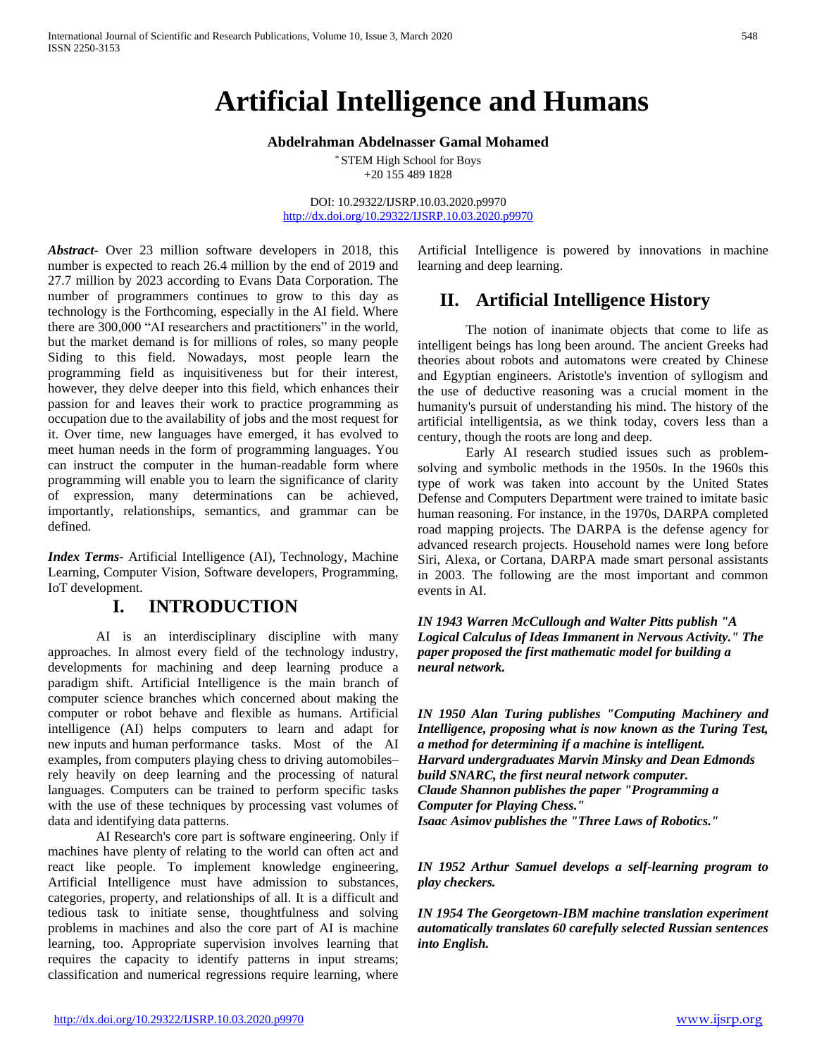# Artificial Intelligence and Humans

**Abdelrahman Abdelnasser Gamal Mohamed**

* STEM High School for Boys
+20 155 489 1828

DOI: 10.29322/IJSRP.10.03.2020.p9970
http://dx.doi.org/10.29322/IJSRP.10.03.2020.p9970

***Abstract-*** Over 23 million software developers in 2018, this number is expected to reach 26.4 million by the end of 2019 and 27.7 million by 2023 according to Evans Data Corporation. The number of programmers continues to grow to this day as technology is the Forthcoming, especially in the AI field. Where there are 300,000 "AI researchers and practitioners" in the world, but the market demand is for millions of roles, so many people Siding to this field. Nowadays, most people learn the programming field as inquisitiveness but for their interest, however, they delve deeper into this field, which enhances their passion for and leaves their work to practice programming as occupation due to the availability of jobs and the most request for it. Over time, new languages have emerged, it has evolved to meet human needs in the form of programming languages. You can instruct the computer in the human-readable form where programming will enable you to learn the significance of clarity of expression, many determinations can be achieved, importantly, relationships, semantics, and grammar can be defined.

***Index Terms*-** Artificial Intelligence (AI), Technology, Machine Learning, Computer Vision, Software developers, Programming, IoT development.

## I. INTRODUCTION

AI is an interdisciplinary discipline with many approaches. In almost every field of the technology industry, developments for machining and deep learning produce a paradigm shift. Artificial Intelligence is the main branch of computer science branches which concerned about making the computer or robot behave and flexible as humans. Artificial intelligence (AI) helps computers to learn and adapt for new inputs and human performance tasks. Most of the AI examples, from computers playing chess to driving automobiles– rely heavily on deep learning and the processing of natural languages. Computers can be trained to perform specific tasks with the use of these techniques by processing vast volumes of data and identifying data patterns.

AI Research's core part is software engineering. Only if machines have plenty of relating to the world can often act and react like people. To implement knowledge engineering, Artificial Intelligence must have admission to substances, categories, property, and relationships of all. It is a difficult and tedious task to initiate sense, thoughtfulness and solving problems in machines and also the core part of AI is machine learning, too. Appropriate supervision involves learning that requires the capacity to identify patterns in input streams; classification and numerical regressions require learning, where Artificial Intelligence is powered by innovations in machine learning and deep learning.

## II. Artificial Intelligence History

The notion of inanimate objects that come to life as intelligent beings has long been around. The ancient Greeks had theories about robots and automatons were created by Chinese and Egyptian engineers. Aristotle's invention of syllogism and the use of deductive reasoning was a crucial moment in the humanity's pursuit of understanding his mind. The history of the artificial intelligentsia, as we think today, covers less than a century, though the roots are long and deep.

Early AI research studied issues such as problem-solving and symbolic methods in the 1950s. In the 1960s this type of work was taken into account by the United States Defense and Computers Department were trained to imitate basic human reasoning. For instance, in the 1970s, DARPA completed road mapping projects. The DARPA is the defense agency for advanced research projects. Household names were long before Siri, Alexa, or Cortana, DARPA made smart personal assistants in 2003. The following are the most important and common events in AI.

***IN 1943 Warren McCullough and Walter Pitts publish "A Logical Calculus of Ideas Immanent in Nervous Activity." The paper proposed the first mathematic model for building a neural network.***

***IN 1950 Alan Turing publishes "Computing Machinery and Intelligence, proposing what is now known as the Turing Test, a method for determining if a machine is intelligent.***
***Harvard undergraduates Marvin Minsky and Dean Edmonds build SNARC, the first neural network computer.***
***Claude Shannon publishes the paper "Programming a Computer for Playing Chess."***
***Isaac Asimov publishes the "Three Laws of Robotics."***

***IN 1952 Arthur Samuel develops a self-learning program to play checkers.***

***IN 1954 The Georgetown-IBM machine translation experiment automatically translates 60 carefully selected Russian sentences into English.***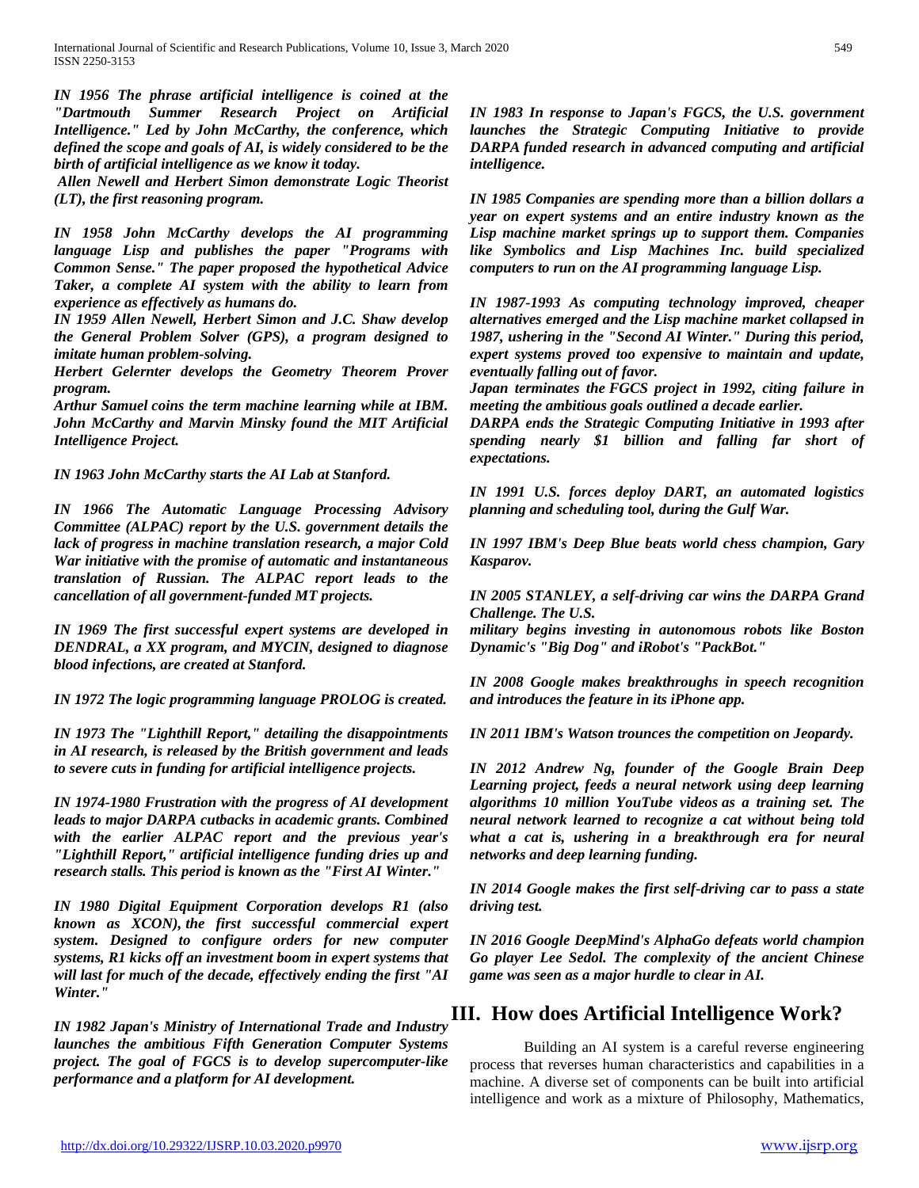***IN 1956 The phrase artificial intelligence is coined at the "Dartmouth Summer Research Project on Artificial Intelligence." Led by John McCarthy, the conference, which defined the scope and goals of AI, is widely considered to be the birth of artificial intelligence as we know it today.***

***Allen Newell and Herbert Simon demonstrate Logic Theorist (LT), the first reasoning program.***

***IN 1958 John McCarthy develops the AI programming language Lisp and publishes the paper "Programs with Common Sense." The paper proposed the hypothetical Advice Taker, a complete AI system with the ability to learn from experience as effectively as humans do.***

***IN 1959 Allen Newell, Herbert Simon and J.C. Shaw develop the General Problem Solver (GPS), a program designed to imitate human problem-solving.***

***Herbert Gelernter develops the Geometry Theorem Prover program.***

***Arthur Samuel coins the term machine learning while at IBM.***

***John McCarthy and Marvin Minsky found the MIT Artificial Intelligence Project.***

***IN 1963 John McCarthy starts the AI Lab at Stanford.***

***IN 1966 The Automatic Language Processing Advisory Committee (ALPAC) report by the U.S. government details the lack of progress in machine translation research, a major Cold War initiative with the promise of automatic and instantaneous translation of Russian. The ALPAC report leads to the cancellation of all government-funded MT projects.***

***IN 1969 The first successful expert systems are developed in DENDRAL, a XX program, and MYCIN, designed to diagnose blood infections, are created at Stanford.***

***IN 1972 The logic programming language PROLOG is created.***

***IN 1973 The "Lighthill Report," detailing the disappointments in AI research, is released by the British government and leads to severe cuts in funding for artificial intelligence projects.***

***IN 1974-1980 Frustration with the progress of AI development leads to major DARPA cutbacks in academic grants. Combined with the earlier ALPAC report and the previous year's "Lighthill Report," artificial intelligence funding dries up and research stalls. This period is known as the "First AI Winter."***

***IN 1980 Digital Equipment Corporation develops R1 (also known as XCON), the first successful commercial expert system. Designed to configure orders for new computer systems, R1 kicks off an investment boom in expert systems that will last for much of the decade, effectively ending the first "AI Winter."***

***IN 1982 Japan's Ministry of International Trade and Industry launches the ambitious Fifth Generation Computer Systems project. The goal of FGCS is to develop supercomputer-like performance and a platform for AI development.***

***IN 1983 In response to Japan's FGCS, the U.S. government launches the Strategic Computing Initiative to provide DARPA funded research in advanced computing and artificial intelligence.***

***IN 1985 Companies are spending more than a billion dollars a year on expert systems and an entire industry known as the Lisp machine market springs up to support them. Companies like Symbolics and Lisp Machines Inc. build specialized computers to run on the AI programming language Lisp.***

***IN 1987-1993 As computing technology improved, cheaper alternatives emerged and the Lisp machine market collapsed in 1987, ushering in the "Second AI Winter." During this period, expert systems proved too expensive to maintain and update, eventually falling out of favor.***

***Japan terminates the FGCS project in 1992, citing failure in meeting the ambitious goals outlined a decade earlier.***

***DARPA ends the Strategic Computing Initiative in 1993 after spending nearly $1 billion and falling far short of expectations.***

***IN 1991 U.S. forces deploy DART, an automated logistics planning and scheduling tool, during the Gulf War.***

***IN 1997 IBM's Deep Blue beats world chess champion, Gary Kasparov.***

***IN 2005 STANLEY, a self-driving car wins the DARPA Grand Challenge. The U.S. military begins investing in autonomous robots like Boston Dynamic's "Big Dog" and iRobot's "PackBot."***

***IN 2008 Google makes breakthroughs in speech recognition and introduces the feature in its iPhone app.***

***IN 2011 IBM's Watson trounces the competition on Jeopardy.***

***IN 2012 Andrew Ng, founder of the Google Brain Deep Learning project, feeds a neural network using deep learning algorithms 10 million YouTube videos as a training set. The neural network learned to recognize a cat without being told what a cat is, ushering in a breakthrough era for neural networks and deep learning funding.***

***IN 2014 Google makes the first self-driving car to pass a state driving test.***

***IN 2016 Google DeepMind's AlphaGo defeats world champion Go player Lee Sedol. The complexity of the ancient Chinese game was seen as a major hurdle to clear in AI.***

## III. How does Artificial Intelligence Work?

Building an AI system is a careful reverse engineering process that reverses human characteristics and capabilities in a machine. A diverse set of components can be built into artificial intelligence and work as a mixture of Philosophy, Mathematics,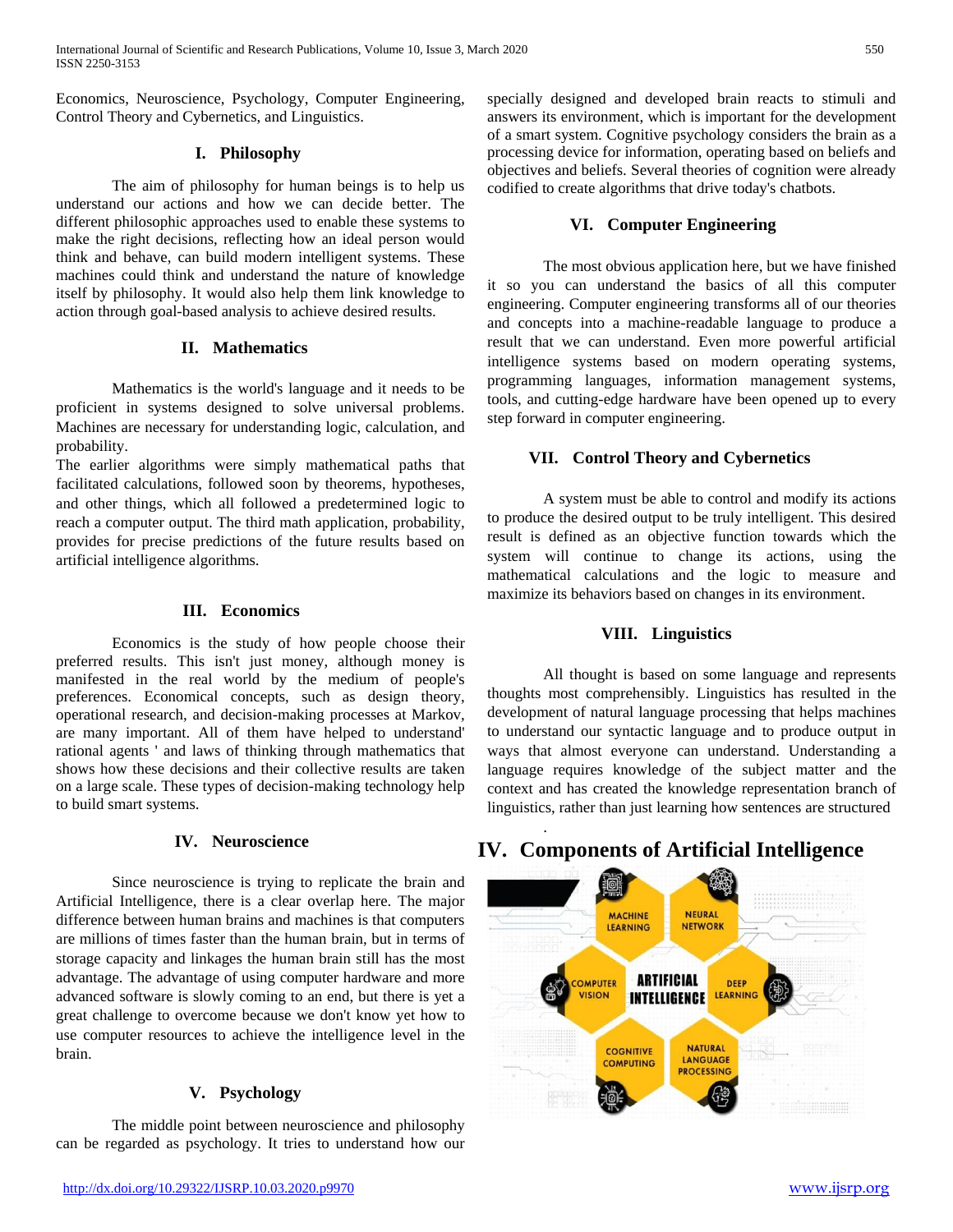Economics, Neuroscience, Psychology, Computer Engineering, Control Theory and Cybernetics, and Linguistics.

### I. Philosophy

The aim of philosophy for human beings is to help us understand our actions and how we can decide better. The different philosophic approaches used to enable these systems to make the right decisions, reflecting how an ideal person would think and behave, can build modern intelligent systems. These machines could think and understand the nature of knowledge itself by philosophy. It would also help them link knowledge to action through goal-based analysis to achieve desired results.

### II. Mathematics

Mathematics is the world's language and it needs to be proficient in systems designed to solve universal problems. Machines are necessary for understanding logic, calculation, and probability.
The earlier algorithms were simply mathematical paths that facilitated calculations, followed soon by theorems, hypotheses, and other things, which all followed a predetermined logic to reach a computer output. The third math application, probability, provides for precise predictions of the future results based on artificial intelligence algorithms.

### III. Economics

Economics is the study of how people choose their preferred results. This isn't just money, although money is manifested in the real world by the medium of people's preferences. Economical concepts, such as design theory, operational research, and decision-making processes at Markov, are many important. All of them have helped to understand' rational agents ' and laws of thinking through mathematics that shows how these decisions and their collective results are taken on a large scale. These types of decision-making technology help to build smart systems.

### IV. Neuroscience

Since neuroscience is trying to replicate the brain and Artificial Intelligence, there is a clear overlap here. The major difference between human brains and machines is that computers are millions of times faster than the human brain, but in terms of storage capacity and linkages the human brain still has the most advantage. The advantage of using computer hardware and more advanced software is slowly coming to an end, but there is yet a great challenge to overcome because we don't know yet how to use computer resources to achieve the intelligence level in the brain.

### V. Psychology

The middle point between neuroscience and philosophy can be regarded as psychology. It tries to understand how our specially designed and developed brain reacts to stimuli and answers its environment, which is important for the development of a smart system. Cognitive psychology considers the brain as a processing device for information, operating based on beliefs and objectives and beliefs. Several theories of cognition were already codified to create algorithms that drive today's chatbots.

### VI. Computer Engineering

The most obvious application here, but we have finished it so you can understand the basics of all this computer engineering. Computer engineering transforms all of our theories and concepts into a machine-readable language to produce a result that we can understand. Even more powerful artificial intelligence systems based on modern operating systems, programming languages, information management systems, tools, and cutting-edge hardware have been opened up to every step forward in computer engineering.

### VII. Control Theory and Cybernetics

A system must be able to control and modify its actions to produce the desired output to be truly intelligent. This desired result is defined as an objective function towards which the system will continue to change its actions, using the mathematical calculations and the logic to measure and maximize its behaviors based on changes in its environment.

### VIII. Linguistics

All thought is based on some language and represents thoughts most comprehensibly. Linguistics has resulted in the development of natural language processing that helps machines to understand our syntactic language and to produce output in ways that almost everyone can understand. Understanding a language requires knowledge of the subject matter and the context and has created the knowledge representation branch of linguistics, rather than just learning how sentences are structured

## IV. Components of Artificial Intelligence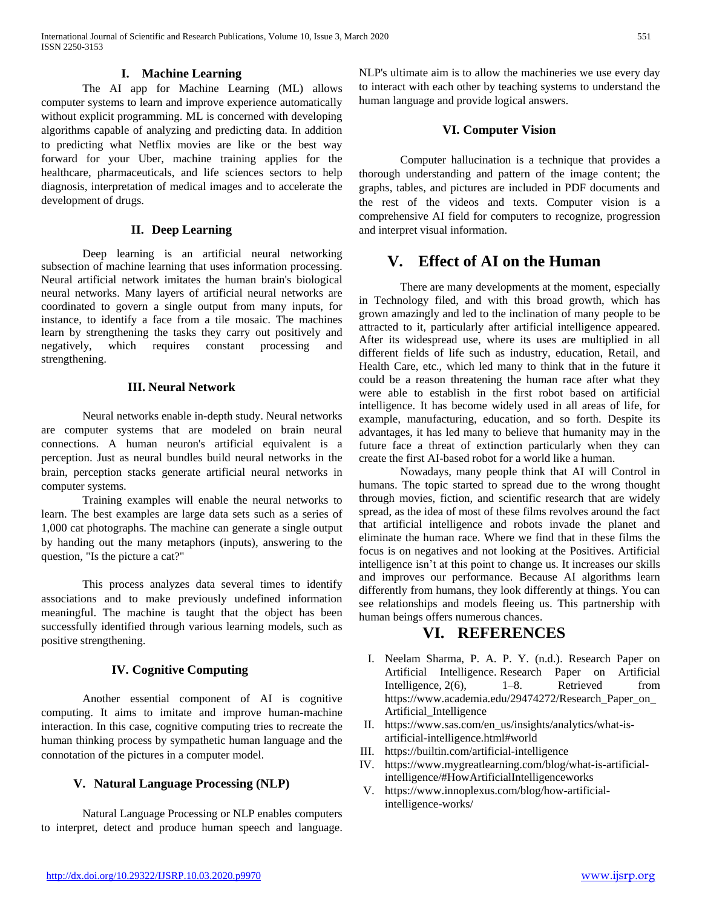### I. Machine Learning

The AI app for Machine Learning (ML) allows computer systems to learn and improve experience automatically without explicit programming. ML is concerned with developing algorithms capable of analyzing and predicting data. In addition to predicting what Netflix movies are like or the best way forward for your Uber, machine training applies for the healthcare, pharmaceuticals, and life sciences sectors to help diagnosis, interpretation of medical images and to accelerate the development of drugs.

### II. Deep Learning

Deep learning is an artificial neural networking subsection of machine learning that uses information processing. Neural artificial network imitates the human brain's biological neural networks. Many layers of artificial neural networks are coordinated to govern a single output from many inputs, for instance, to identify a face from a tile mosaic. The machines learn by strengthening the tasks they carry out positively and negatively, which requires constant processing and strengthening.

### III. Neural Network

Neural networks enable in-depth study. Neural networks are computer systems that are modeled on brain neural connections. A human neuron's artificial equivalent is a perception. Just as neural bundles build neural networks in the brain, perception stacks generate artificial neural networks in computer systems.

Training examples will enable the neural networks to learn. The best examples are large data sets such as a series of 1,000 cat photographs. The machine can generate a single output by handing out the many metaphors (inputs), answering to the question, "Is the picture a cat?"

This process analyzes data several times to identify associations and to make previously undefined information meaningful. The machine is taught that the object has been successfully identified through various learning models, such as positive strengthening.

### IV. Cognitive Computing

Another essential component of AI is cognitive computing. It aims to imitate and improve human-machine interaction. In this case, cognitive computing tries to recreate the human thinking process by sympathetic human language and the connotation of the pictures in a computer model.

### V. Natural Language Processing (NLP)

Natural Language Processing or NLP enables computers to interpret, detect and produce human speech and language. NLP's ultimate aim is to allow the machineries we use every day to interact with each other by teaching systems to understand the human language and provide logical answers.

### VI. Computer Vision

Computer hallucination is a technique that provides a thorough understanding and pattern of the image content; the graphs, tables, and pictures are included in PDF documents and the rest of the videos and texts. Computer vision is a comprehensive AI field for computers to recognize, progression and interpret visual information.

## V. Effect of AI on the Human

There are many developments at the moment, especially in Technology filed, and with this broad growth, which has grown amazingly and led to the inclination of many people to be attracted to it, particularly after artificial intelligence appeared. After its widespread use, where its uses are multiplied in all different fields of life such as industry, education, Retail, and Health Care, etc., which led many to think that in the future it could be a reason threatening the human race after what they were able to establish in the first robot based on artificial intelligence. It has become widely used in all areas of life, for example, manufacturing, education, and so forth. Despite its advantages, it has led many to believe that humanity may in the future face a threat of extinction particularly when they can create the first AI-based robot for a world like a human.

Nowadays, many people think that AI will Control in humans. The topic started to spread due to the wrong thought through movies, fiction, and scientific research that are widely spread, as the idea of most of these films revolves around the fact that artificial intelligence and robots invade the planet and eliminate the human race. Where we find that in these films the focus is on negatives and not looking at the Positives. Artificial intelligence isn't at this point to change us. It increases our skills and improves our performance. Because AI algorithms learn differently from humans, they look differently at things. You can see relationships and models fleeing us. This partnership with human beings offers numerous chances.

## VI. REFERENCES

I. Neelam Sharma, P. A. P. Y. (n.d.). Research Paper on Artificial Intelligence. Research Paper on Artificial Intelligence, 2(6), 1–8. Retrieved from https://www.academia.edu/29474272/Research_Paper_on_Artificial_Intelligence

II. https://www.sas.com/en_us/insights/analytics/what-is-artificial-intelligence.html#world

III. https://builtin.com/artificial-intelligence

IV. https://www.mygreatlearning.com/blog/what-is-artificial-intelligence/#HowArtificialIntelligenceworks

V. https://www.innoplexus.com/blog/how-artificial-intelligence-works/